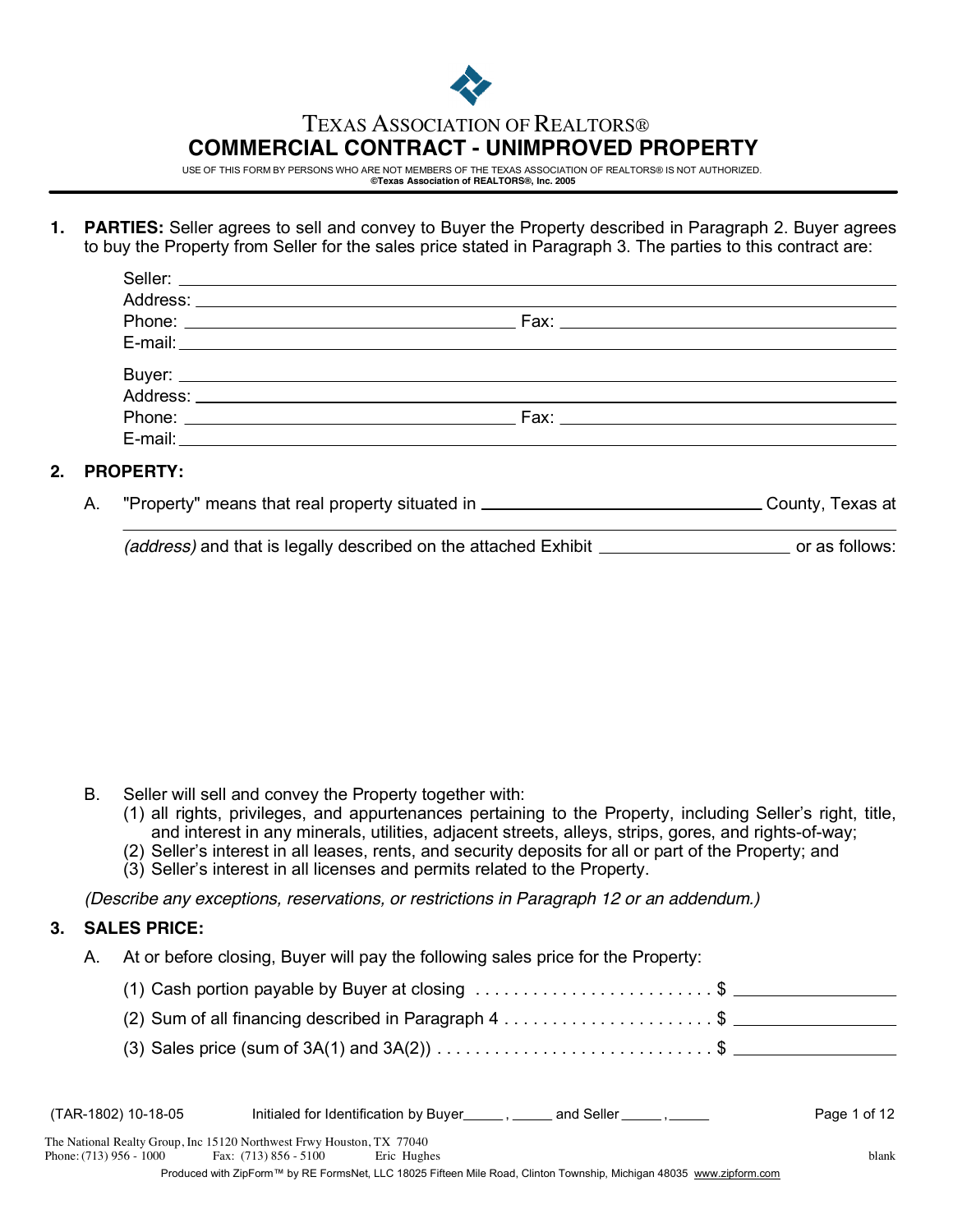# TEXAS ASSOCIATION OF REALTORS®

## COMMERCIAL CONTRACT - UNIMPROVED PROPERTY

USE OF THIS FORM BY PERSONS WHO ARE NOT MEMBERS OF THE TEXAS ASSOCIATION OF REALTORS® IS NOT AUTHORIZED.
**©Texas Association of REALTORS®, Inc. 2005**

**1. PARTIES:** Seller agrees to sell and convey to Buyer the Property described in Paragraph 2. Buyer agrees to buy the Property from Seller for the sales price stated in Paragraph 3. The parties to this contract are:

Seller: ______________________________
Address: ______________________________
Phone: ______________________________ Fax: ______________________________
E-mail: ______________________________

Buyer: ______________________________
Address: ______________________________
Phone: ______________________________ Fax: ______________________________
E-mail: ______________________________

**2. PROPERTY:**

A. "Property" means that real property situated in ______________________________ County, Texas at ______________________________ *(address)* and that is legally described on the attached Exhibit ____________________ or as follows:

B. Seller will sell and convey the Property together with:
   (1) all rights, privileges, and appurtenances pertaining to the Property, including Seller's right, title, and interest in any minerals, utilities, adjacent streets, alleys, strips, gores, and rights-of-way;
   (2) Seller's interest in all leases, rents, and security deposits for all or part of the Property; and
   (3) Seller's interest in all licenses and permits related to the Property.

*(Describe any exceptions, reservations, or restrictions in Paragraph 12 or an addendum.)*

**3. SALES PRICE:**

A. At or before closing, Buyer will pay the following sales price for the Property:

   (1) Cash portion payable by Buyer at closing . . . . . . . . . . . . . . . . . . . . . . . . . $ ________________
   (2) Sum of all financing described in Paragraph 4 . . . . . . . . . . . . . . . . . . . . . . $ ________________
   (3) Sales price (sum of 3A(1) and 3A(2)) . . . . . . . . . . . . . . . . . . . . . . . . . . . . $ ________________

(TAR-1802) 10-18-05 Initialed for Identification by Buyer_____ , _____ and Seller _____ , _____

The National Realty Group, Inc 15120 Northwest Frwy Houston, TX 77040
Phone: (713) 956 - 1000 Fax: (713) 856 - 5100 Eric Hughes blank
Produced with ZipForm™ by RE FormsNet, LLC 18025 Fifteen Mile Road, Clinton Township, Michigan 48035 www.zipform.com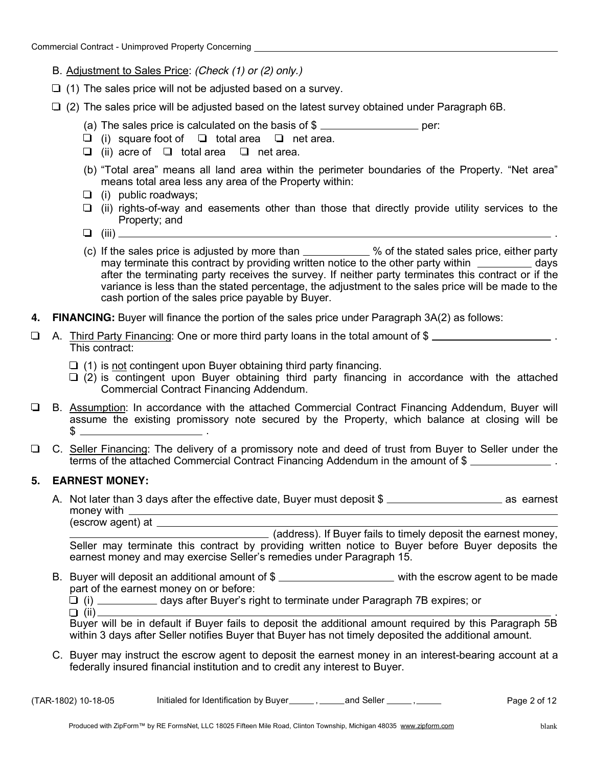B. Adjustment to Sales Price: *(Check (1) or (2) only.)*

❑ (1) The sales price will not be adjusted based on a survey.

❑ (2) The sales price will be adjusted based on the latest survey obtained under Paragraph 6B.

(a) The sales price is calculated on the basis of $ ________________ per:

❑ (i) square foot of ❑ total area ❑ net area.

❑ (ii) acre of ❑ total area ❑ net area.

(b) "Total area" means all land area within the perimeter boundaries of the Property. "Net area" means total area less any area of the Property within:

❑ (i) public roadways;

❑ (ii) rights-of-way and easements other than those that directly provide utility services to the Property; and

❑ (iii) ______________________________________________________________.

(c) If the sales price is adjusted by more than __________ % of the stated sales price, either party may terminate this contract by providing written notice to the other party within ________ days after the terminating party receives the survey. If neither party terminates this contract or if the variance is less than the stated percentage, the adjustment to the sales price will be made to the cash portion of the sales price payable by Buyer.

**4. FINANCING:** Buyer will finance the portion of the sales price under Paragraph 3A(2) as follows:

❑ A. Third Party Financing: One or more third party loans in the total amount of $ ____________________ . This contract:

❑ (1) is not contingent upon Buyer obtaining third party financing.

❑ (2) is contingent upon Buyer obtaining third party financing in accordance with the attached Commercial Contract Financing Addendum.

❑ B. Assumption: In accordance with the attached Commercial Contract Financing Addendum, Buyer will assume the existing promissory note secured by the Property, which balance at closing will be $ ____________________ .

❑ C. Seller Financing: The delivery of a promissory note and deed of trust from Buyer to Seller under the terms of the attached Commercial Contract Financing Addendum in the amount of $ ______________ .

**5. EARNEST MONEY:**

A. Not later than 3 days after the effective date, Buyer must deposit $ ____________________ as earnest money with ______________________________________________________________ (escrow agent) at ______________________________________________________________ (address). If Buyer fails to timely deposit the earnest money, Seller may terminate this contract by providing written notice to Buyer before Buyer deposits the earnest money and may exercise Seller's remedies under Paragraph 15.

B. Buyer will deposit an additional amount of $ ____________________ with the escrow agent to be made part of the earnest money on or before:

❑ (i) __________ days after Buyer's right to terminate under Paragraph 7B expires; or

❑ (ii) ______________________________________________________________.

Buyer will be in default if Buyer fails to deposit the additional amount required by this Paragraph 5B within 3 days after Seller notifies Buyer that Buyer has not timely deposited the additional amount.

C. Buyer may instruct the escrow agent to deposit the earnest money in an interest-bearing account at a federally insured financial institution and to credit any interest to Buyer.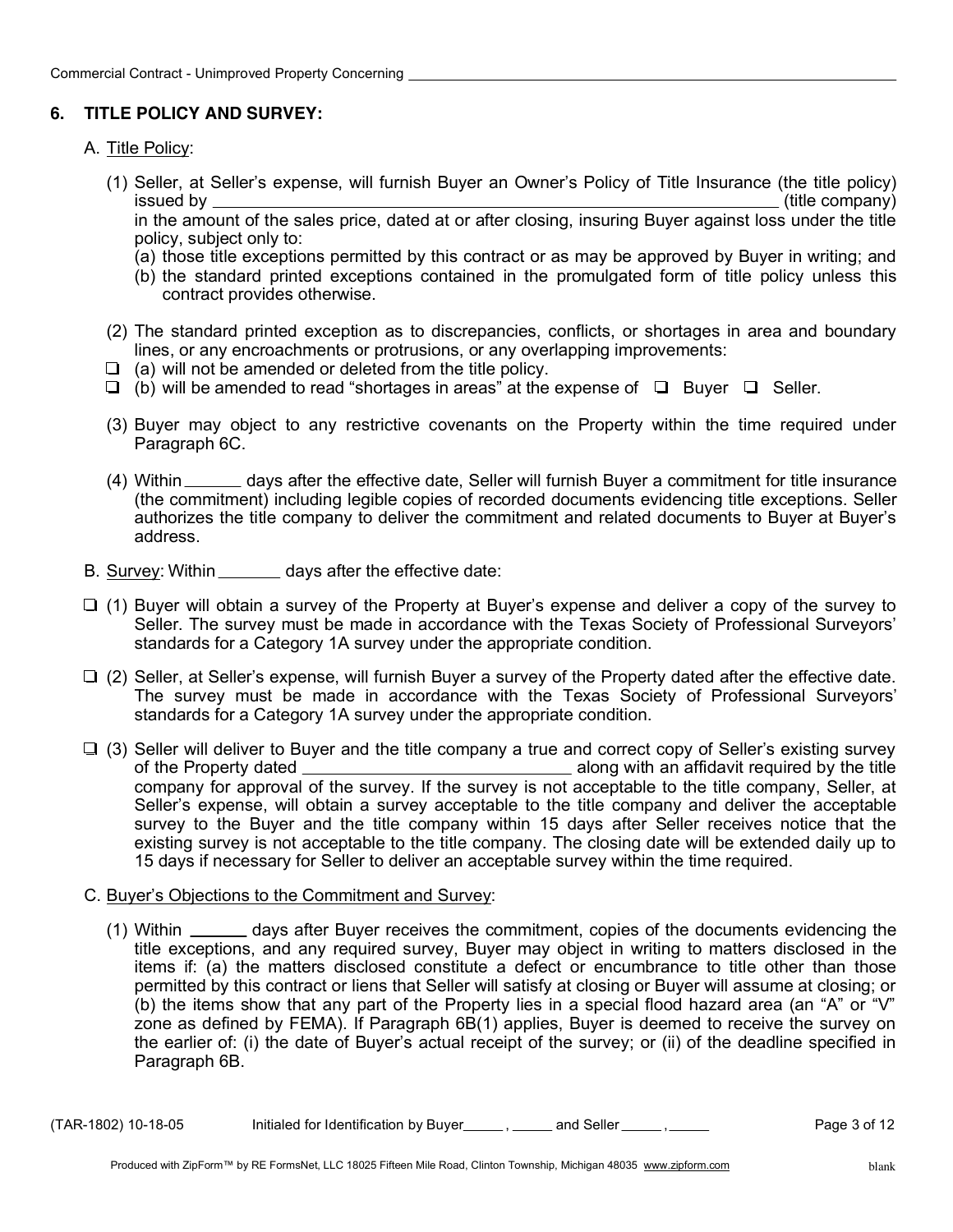Commercial Contract - Unimproved Property Concerning ______________________________________________

## 6. TITLE POLICY AND SURVEY:

A. Title Policy:

(1) Seller, at Seller's expense, will furnish Buyer an Owner's Policy of Title Insurance (the title policy) issued by ____________________________________________________________ (title company) in the amount of the sales price, dated at or after closing, insuring Buyer against loss under the title policy, subject only to:

(a) those title exceptions permitted by this contract or as may be approved by Buyer in writing; and

(b) the standard printed exceptions contained in the promulgated form of title policy unless this contract provides otherwise.

(2) The standard printed exception as to discrepancies, conflicts, or shortages in area and boundary lines, or any encroachments or protrusions, or any overlapping improvements:

❑ (a) will not be amended or deleted from the title policy.

❑ (b) will be amended to read "shortages in areas" at the expense of ❑ Buyer ❑ Seller.

(3) Buyer may object to any restrictive covenants on the Property within the time required under Paragraph 6C.

(4) Within ______ days after the effective date, Seller will furnish Buyer a commitment for title insurance (the commitment) including legible copies of recorded documents evidencing title exceptions. Seller authorizes the title company to deliver the commitment and related documents to Buyer at Buyer's address.

B. Survey: Within _______ days after the effective date:

❑ (1) Buyer will obtain a survey of the Property at Buyer's expense and deliver a copy of the survey to Seller. The survey must be made in accordance with the Texas Society of Professional Surveyors' standards for a Category 1A survey under the appropriate condition.

❑ (2) Seller, at Seller's expense, will furnish Buyer a survey of the Property dated after the effective date. The survey must be made in accordance with the Texas Society of Professional Surveyors' standards for a Category 1A survey under the appropriate condition.

❑ (3) Seller will deliver to Buyer and the title company a true and correct copy of Seller's existing survey of the Property dated ____________________________ along with an affidavit required by the title company for approval of the survey. If the survey is not acceptable to the title company, Seller, at Seller's expense, will obtain a survey acceptable to the title company and deliver the acceptable survey to the Buyer and the title company within 15 days after Seller receives notice that the existing survey is not acceptable to the title company. The closing date will be extended daily up to 15 days if necessary for Seller to deliver an acceptable survey within the time required.

C. Buyer's Objections to the Commitment and Survey:

(1) Within ______ days after Buyer receives the commitment, copies of the documents evidencing the title exceptions, and any required survey, Buyer may object in writing to matters disclosed in the items if: (a) the matters disclosed constitute a defect or encumbrance to title other than those permitted by this contract or liens that Seller will satisfy at closing or Buyer will assume at closing; or (b) the items show that any part of the Property lies in a special flood hazard area (an "A" or "V" zone as defined by FEMA). If Paragraph 6B(1) applies, Buyer is deemed to receive the survey on the earlier of: (i) the date of Buyer's actual receipt of the survey; or (ii) of the deadline specified in Paragraph 6B.

(TAR-1802) 10-18-05 Initialed for Identification by Buyer_____ , _____ and Seller _____ , _____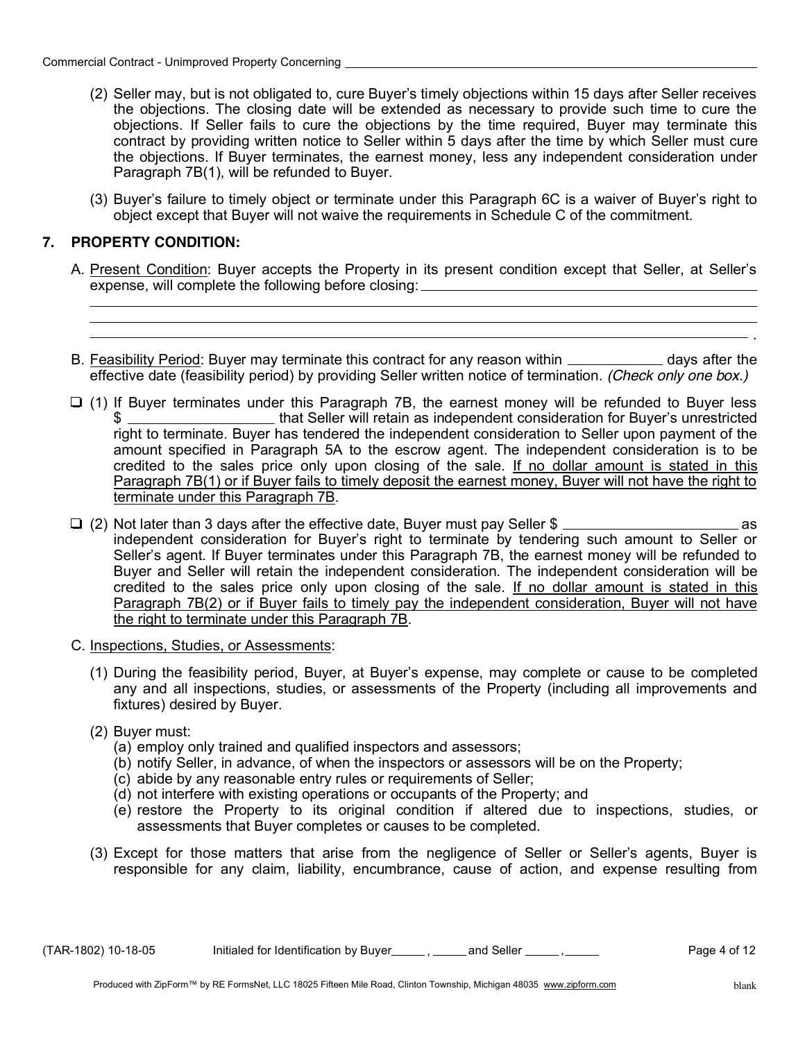(2) Seller may, but is not obligated to, cure Buyer's timely objections within 15 days after Seller receives the objections. The closing date will be extended as necessary to provide such time to cure the objections. If Seller fails to cure the objections by the time required, Buyer may terminate this contract by providing written notice to Seller within 5 days after the time by which Seller must cure the objections. If Buyer terminates, the earnest money, less any independent consideration under Paragraph 7B(1), will be refunded to Buyer.

(3) Buyer's failure to timely object or terminate under this Paragraph 6C is a waiver of Buyer's right to object except that Buyer will not waive the requirements in Schedule C of the commitment.

## 7. PROPERTY CONDITION:

A. Present Condition: Buyer accepts the Property in its present condition except that Seller, at Seller's expense, will complete the following before closing: ______________________________________________
______________________________________________________________________________
______________________________________________________________________________
______________________________________________________________________________ .

B. Feasibility Period: Buyer may terminate this contract for any reason within ____________ days after the effective date (feasibility period) by providing Seller written notice of termination. *(Check only one box.)*

☐ (1) If Buyer terminates under this Paragraph 7B, the earnest money will be refunded to Buyer less $ __________________ that Seller will retain as independent consideration for Buyer's unrestricted right to terminate. Buyer has tendered the independent consideration to Seller upon payment of the amount specified in Paragraph 5A to the escrow agent. The independent consideration is to be credited to the sales price only upon closing of the sale. If no dollar amount is stated in this Paragraph 7B(1) or if Buyer fails to timely deposit the earnest money, Buyer will not have the right to terminate under this Paragraph 7B.

☐ (2) Not later than 3 days after the effective date, Buyer must pay Seller $ ______________________ as independent consideration for Buyer's right to terminate by tendering such amount to Seller or Seller's agent. If Buyer terminates under this Paragraph 7B, the earnest money will be refunded to Buyer and Seller will retain the independent consideration. The independent consideration will be credited to the sales price only upon closing of the sale. If no dollar amount is stated in this Paragraph 7B(2) or if Buyer fails to timely pay the independent consideration, Buyer will not have the right to terminate under this Paragraph 7B.

C. Inspections, Studies, or Assessments:

(1) During the feasibility period, Buyer, at Buyer's expense, may complete or cause to be completed any and all inspections, studies, or assessments of the Property (including all improvements and fixtures) desired by Buyer.

(2) Buyer must:
  (a) employ only trained and qualified inspectors and assessors;
  (b) notify Seller, in advance, of when the inspectors or assessors will be on the Property;
  (c) abide by any reasonable entry rules or requirements of Seller;
  (d) not interfere with existing operations or occupants of the Property; and
  (e) restore the Property to its original condition if altered due to inspections, studies, or assessments that Buyer completes or causes to be completed.

(3) Except for those matters that arise from the negligence of Seller or Seller's agents, Buyer is responsible for any claim, liability, encumbrance, cause of action, and expense resulting from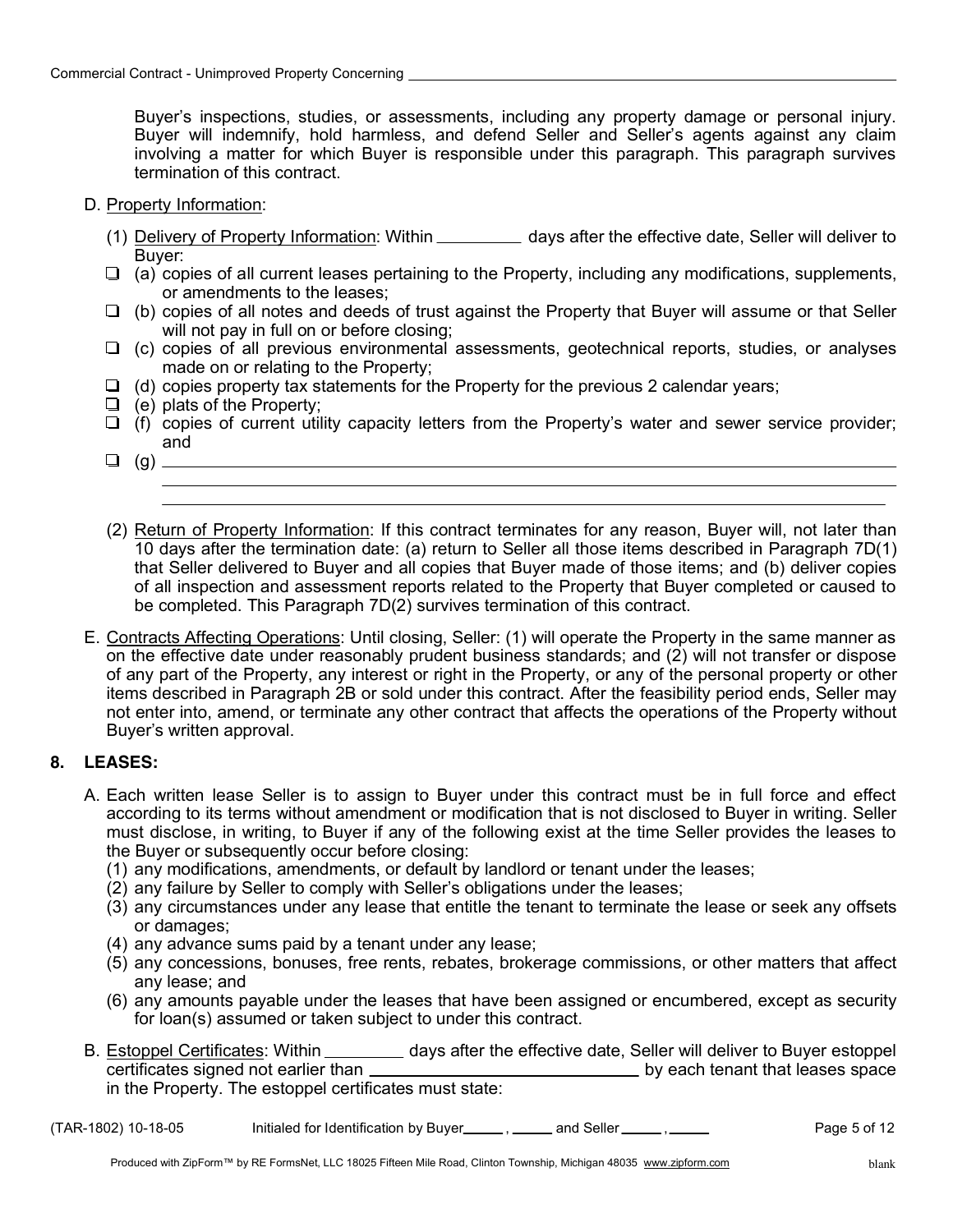Buyer's inspections, studies, or assessments, including any property damage or personal injury. Buyer will indemnify, hold harmless, and defend Seller and Seller's agents against any claim involving a matter for which Buyer is responsible under this paragraph. This paragraph survives termination of this contract.

D. Property Information:

(1) Delivery of Property Information: Within _________ days after the effective date, Seller will deliver to Buyer:

❑ (a) copies of all current leases pertaining to the Property, including any modifications, supplements, or amendments to the leases;

❑ (b) copies of all notes and deeds of trust against the Property that Buyer will assume or that Seller will not pay in full on or before closing;

❑ (c) copies of all previous environmental assessments, geotechnical reports, studies, or analyses made on or relating to the Property;

❑ (d) copies property tax statements for the Property for the previous 2 calendar years;

❑ (e) plats of the Property;

❑ (f) copies of current utility capacity letters from the Property's water and sewer service provider; and

❑ (g) ______________________________________________________________________

(2) Return of Property Information: If this contract terminates for any reason, Buyer will, not later than 10 days after the termination date: (a) return to Seller all those items described in Paragraph 7D(1) that Seller delivered to Buyer and all copies that Buyer made of those items; and (b) deliver copies of all inspection and assessment reports related to the Property that Buyer completed or caused to be completed. This Paragraph 7D(2) survives termination of this contract.

E. Contracts Affecting Operations: Until closing, Seller: (1) will operate the Property in the same manner as on the effective date under reasonably prudent business standards; and (2) will not transfer or dispose of any part of the Property, any interest or right in the Property, or any of the personal property or other items described in Paragraph 2B or sold under this contract. After the feasibility period ends, Seller may not enter into, amend, or terminate any other contract that affects the operations of the Property without Buyer's written approval.

## 8. LEASES:

A. Each written lease Seller is to assign to Buyer under this contract must be in full force and effect according to its terms without amendment or modification that is not disclosed to Buyer in writing. Seller must disclose, in writing, to Buyer if any of the following exist at the time Seller provides the leases to the Buyer or subsequently occur before closing:

(1) any modifications, amendments, or default by landlord or tenant under the leases;

(2) any failure by Seller to comply with Seller's obligations under the leases;

(3) any circumstances under any lease that entitle the tenant to terminate the lease or seek any offsets or damages;

(4) any advance sums paid by a tenant under any lease;

(5) any concessions, bonuses, free rents, rebates, brokerage commissions, or other matters that affect any lease; and

(6) any amounts payable under the leases that have been assigned or encumbered, except as security for loan(s) assumed or taken subject to under this contract.

B. Estoppel Certificates: Within _________ days after the effective date, Seller will deliver to Buyer estoppel certificates signed not earlier than ______________________________ by each tenant that leases space in the Property. The estoppel certificates must state: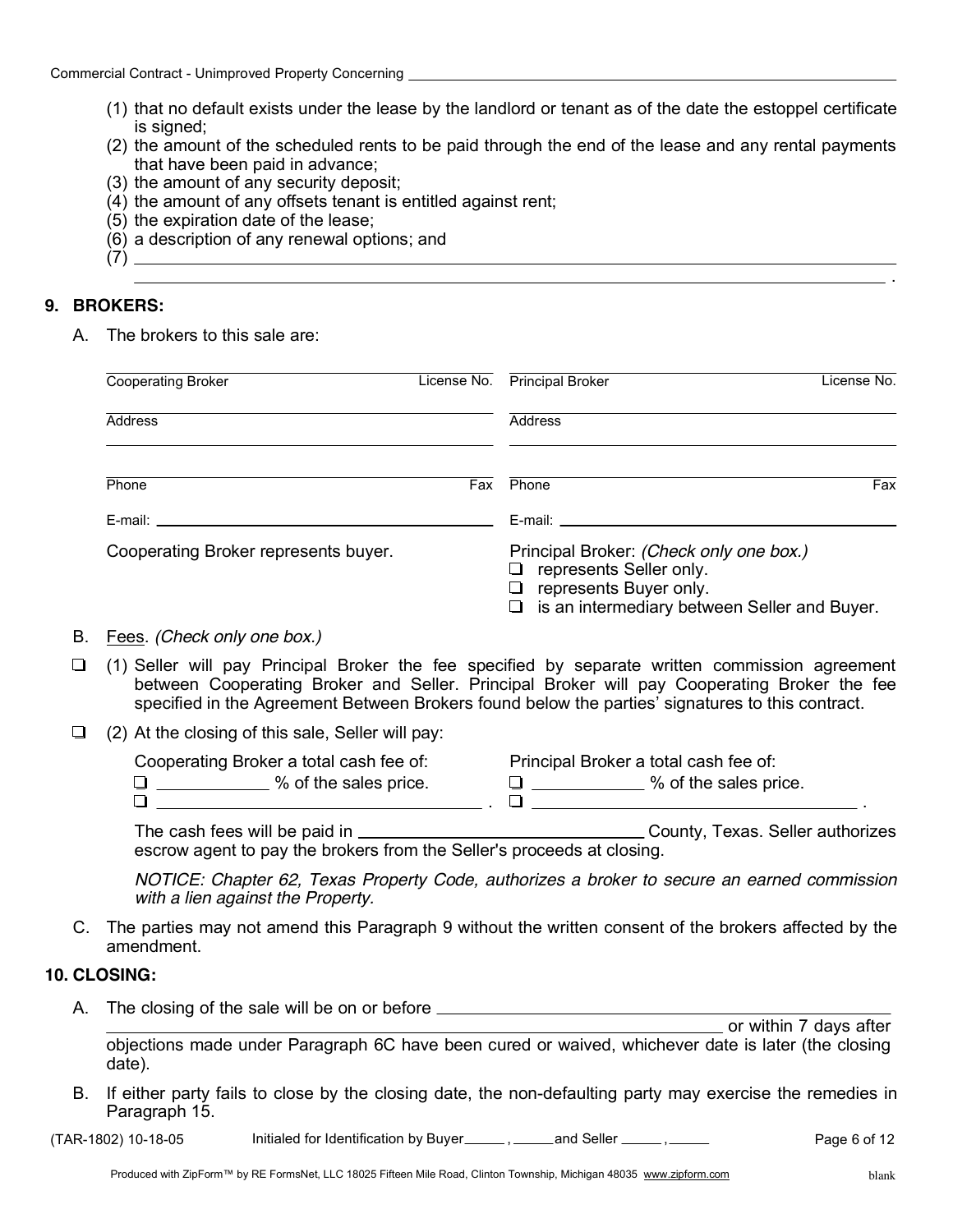(1) that no default exists under the lease by the landlord or tenant as of the date the estoppel certificate is signed;
(2) the amount of the scheduled rents to be paid through the end of the lease and any rental payments that have been paid in advance;
(3) the amount of any security deposit;
(4) the amount of any offsets tenant is entitled against rent;
(5) the expiration date of the lease;
(6) a description of any renewal options; and
(7) ______________________________________________________________________________ .

## 9. BROKERS:

A. The brokers to this sale are:

| | |
|---|---|
| Cooperating Broker ______ License No. | Principal Broker ______ License No. |
| Address | Address |
| Phone ______ Fax | Phone ______ Fax |
| E-mail: ______ | E-mail: ______ |
| Cooperating Broker represents buyer. | Principal Broker: *(Check only one box.)*<br>❑ represents Seller only.<br>❑ represents Buyer only.<br>❑ is an intermediary between Seller and Buyer. |

B. Fees. *(Check only one box.)*

❑ (1) Seller will pay Principal Broker the fee specified by separate written commission agreement between Cooperating Broker and Seller. Principal Broker will pay Cooperating Broker the fee specified in the Agreement Between Brokers found below the parties' signatures to this contract.

❑ (2) At the closing of this sale, Seller will pay:

| Cooperating Broker a total cash fee of: | Principal Broker a total cash fee of: |
|---|---|
| ❑ ______ % of the sales price. | ❑ ______ % of the sales price. |
| ❑ ______ . | ❑ ______ . |

The cash fees will be paid in ______ County, Texas. Seller authorizes escrow agent to pay the brokers from the Seller's proceeds at closing.

*NOTICE: Chapter 62, Texas Property Code, authorizes a broker to secure an earned commission with a lien against the Property.*

C. The parties may not amend this Paragraph 9 without the written consent of the brokers affected by the amendment.

## 10. CLOSING:

A. The closing of the sale will be on or before ______ or within 7 days after objections made under Paragraph 6C have been cured or waived, whichever date is later (the closing date).

B. If either party fails to close by the closing date, the non-defaulting party may exercise the remedies in Paragraph 15.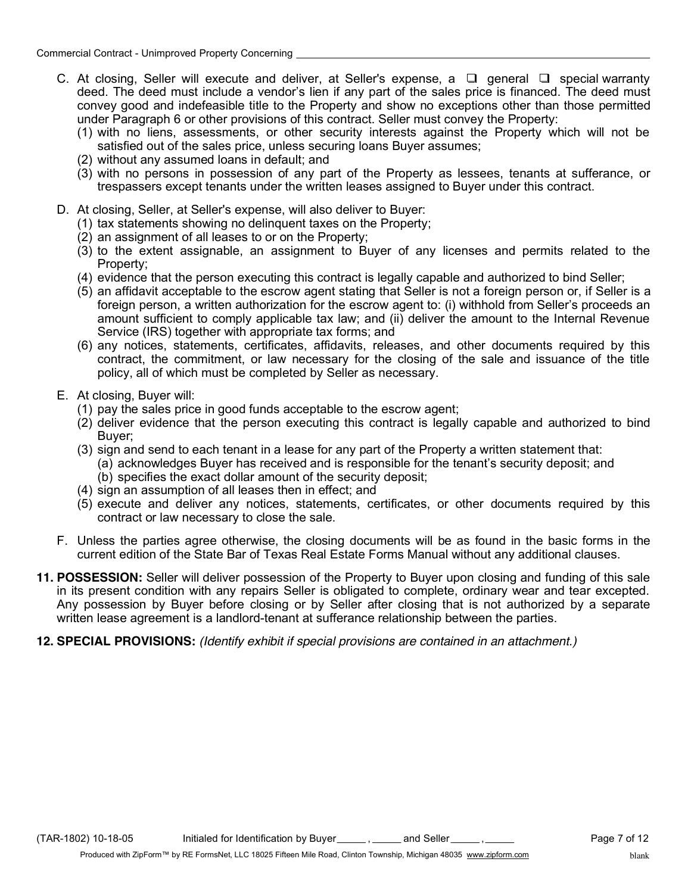C. At closing, Seller will execute and deliver, at Seller's expense, a ☐ general ☐ special warranty deed. The deed must include a vendor's lien if any part of the sales price is financed. The deed must convey good and indefeasible title to the Property and show no exceptions other than those permitted under Paragraph 6 or other provisions of this contract. Seller must convey the Property:

   (1) with no liens, assessments, or other security interests against the Property which will not be satisfied out of the sales price, unless securing loans Buyer assumes;
   (2) without any assumed loans in default; and
   (3) with no persons in possession of any part of the Property as lessees, tenants at sufferance, or trespassers except tenants under the written leases assigned to Buyer under this contract.

D. At closing, Seller, at Seller's expense, will also deliver to Buyer:

   (1) tax statements showing no delinquent taxes on the Property;
   (2) an assignment of all leases to or on the Property;
   (3) to the extent assignable, an assignment to Buyer of any licenses and permits related to the Property;
   (4) evidence that the person executing this contract is legally capable and authorized to bind Seller;
   (5) an affidavit acceptable to the escrow agent stating that Seller is not a foreign person or, if Seller is a foreign person, a written authorization for the escrow agent to: (i) withhold from Seller's proceeds an amount sufficient to comply applicable tax law; and (ii) deliver the amount to the Internal Revenue Service (IRS) together with appropriate tax forms; and
   (6) any notices, statements, certificates, affidavits, releases, and other documents required by this contract, the commitment, or law necessary for the closing of the sale and issuance of the title policy, all of which must be completed by Seller as necessary.

E. At closing, Buyer will:

   (1) pay the sales price in good funds acceptable to the escrow agent;
   (2) deliver evidence that the person executing this contract is legally capable and authorized to bind Buyer;
   (3) sign and send to each tenant in a lease for any part of the Property a written statement that:
      (a) acknowledges Buyer has received and is responsible for the tenant's security deposit; and
      (b) specifies the exact dollar amount of the security deposit;
   (4) sign an assumption of all leases then in effect; and
   (5) execute and deliver any notices, statements, certificates, or other documents required by this contract or law necessary to close the sale.

F. Unless the parties agree otherwise, the closing documents will be as found in the basic forms in the current edition of the State Bar of Texas Real Estate Forms Manual without any additional clauses.

**11. POSSESSION:** Seller will deliver possession of the Property to Buyer upon closing and funding of this sale in its present condition with any repairs Seller is obligated to complete, ordinary wear and tear excepted. Any possession by Buyer before closing or by Seller after closing that is not authorized by a separate written lease agreement is a landlord-tenant at sufferance relationship between the parties.

**12. SPECIAL PROVISIONS:** *(Identify exhibit if special provisions are contained in an attachment.)*

(TAR-1802) 10-18-05 Initialed for Identification by Buyer _____ , _____ and Seller _____ , _____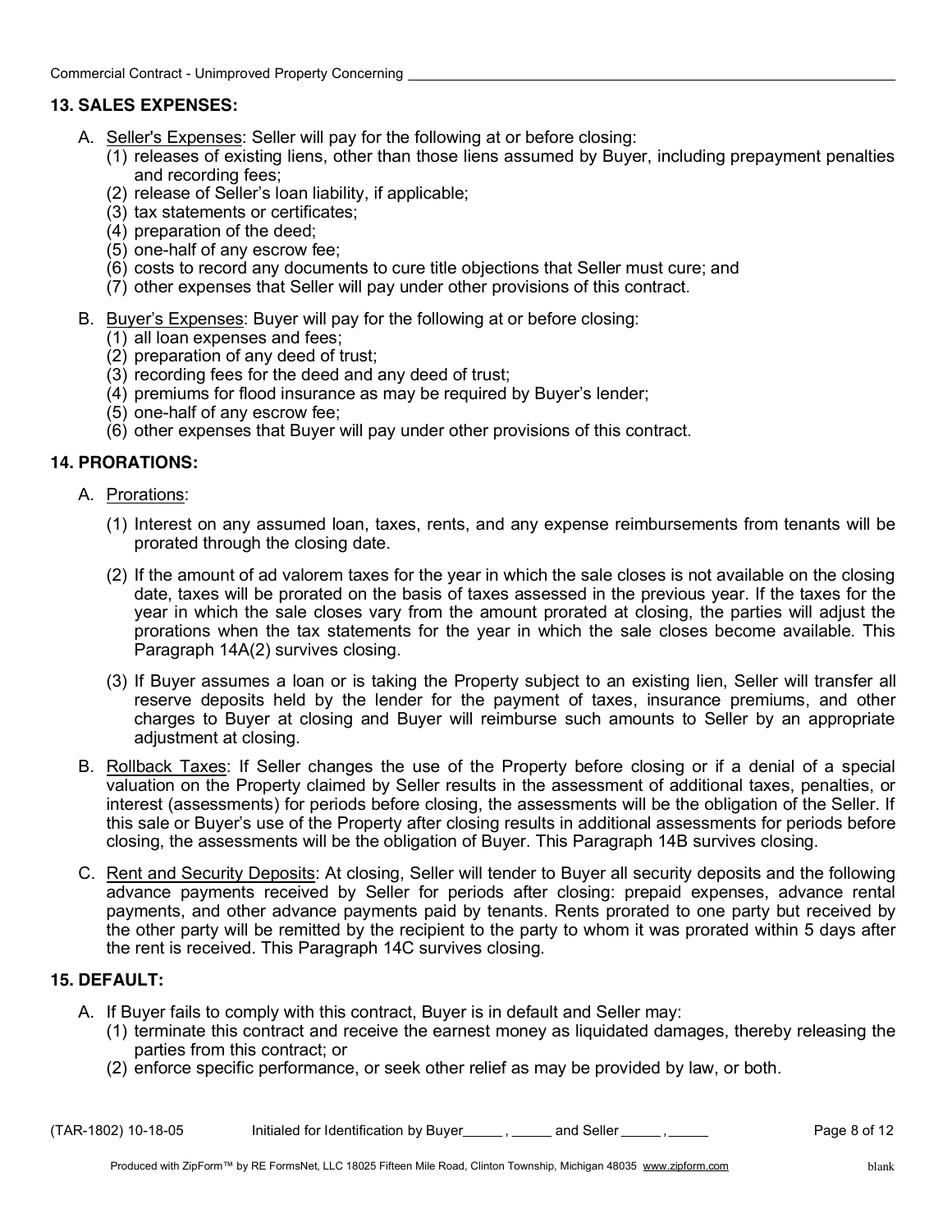## 13. SALES EXPENSES:

A. Seller's Expenses: Seller will pay for the following at or before closing:
   (1) releases of existing liens, other than those liens assumed by Buyer, including prepayment penalties and recording fees;
   (2) release of Seller's loan liability, if applicable;
   (3) tax statements or certificates;
   (4) preparation of the deed;
   (5) one-half of any escrow fee;
   (6) costs to record any documents to cure title objections that Seller must cure; and
   (7) other expenses that Seller will pay under other provisions of this contract.

B. Buyer's Expenses: Buyer will pay for the following at or before closing:
   (1) all loan expenses and fees;
   (2) preparation of any deed of trust;
   (3) recording fees for the deed and any deed of trust;
   (4) premiums for flood insurance as may be required by Buyer's lender;
   (5) one-half of any escrow fee;
   (6) other expenses that Buyer will pay under other provisions of this contract.

## 14. PRORATIONS:

A. Prorations:

   (1) Interest on any assumed loan, taxes, rents, and any expense reimbursements from tenants will be prorated through the closing date.

   (2) If the amount of ad valorem taxes for the year in which the sale closes is not available on the closing date, taxes will be prorated on the basis of taxes assessed in the previous year. If the taxes for the year in which the sale closes vary from the amount prorated at closing, the parties will adjust the prorations when the tax statements for the year in which the sale closes become available. This Paragraph 14A(2) survives closing.

   (3) If Buyer assumes a loan or is taking the Property subject to an existing lien, Seller will transfer all reserve deposits held by the lender for the payment of taxes, insurance premiums, and other charges to Buyer at closing and Buyer will reimburse such amounts to Seller by an appropriate adjustment at closing.

B. Rollback Taxes: If Seller changes the use of the Property before closing or if a denial of a special valuation on the Property claimed by Seller results in the assessment of additional taxes, penalties, or interest (assessments) for periods before closing, the assessments will be the obligation of the Seller. If this sale or Buyer's use of the Property after closing results in additional assessments for periods before closing, the assessments will be the obligation of Buyer. This Paragraph 14B survives closing.

C. Rent and Security Deposits: At closing, Seller will tender to Buyer all security deposits and the following advance payments received by Seller for periods after closing: prepaid expenses, advance rental payments, and other advance payments paid by tenants. Rents prorated to one party but received by the other party will be remitted by the recipient to the party to whom it was prorated within 5 days after the rent is received. This Paragraph 14C survives closing.

## 15. DEFAULT:

A. If Buyer fails to comply with this contract, Buyer is in default and Seller may:
   (1) terminate this contract and receive the earnest money as liquidated damages, thereby releasing the parties from this contract; or
   (2) enforce specific performance, or seek other relief as may be provided by law, or both.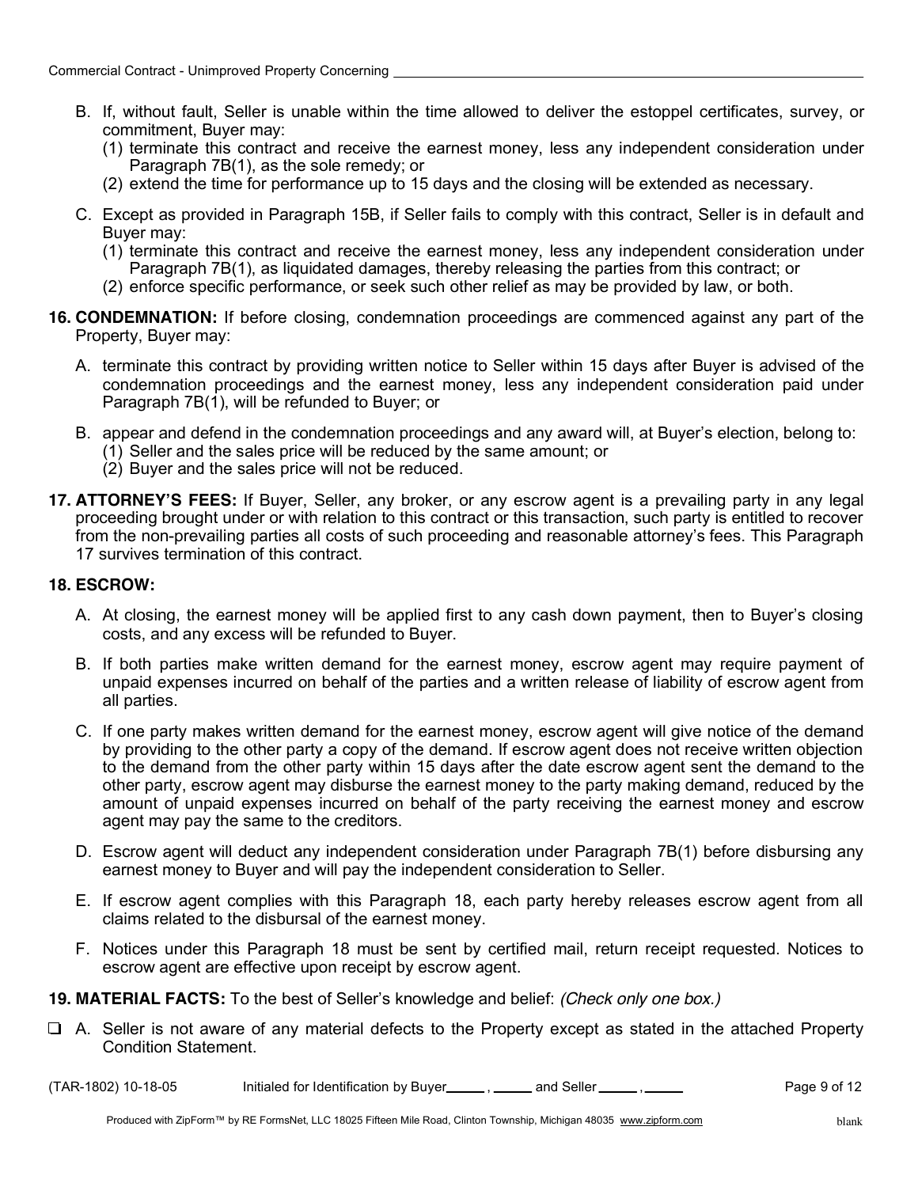B. If, without fault, Seller is unable within the time allowed to deliver the estoppel certificates, survey, or commitment, Buyer may:
   (1) terminate this contract and receive the earnest money, less any independent consideration under Paragraph 7B(1), as the sole remedy; or
   (2) extend the time for performance up to 15 days and the closing will be extended as necessary.

C. Except as provided in Paragraph 15B, if Seller fails to comply with this contract, Seller is in default and Buyer may:
   (1) terminate this contract and receive the earnest money, less any independent consideration under Paragraph 7B(1), as liquidated damages, thereby releasing the parties from this contract; or
   (2) enforce specific performance, or seek such other relief as may be provided by law, or both.

**16. CONDEMNATION:** If before closing, condemnation proceedings are commenced against any part of the Property, Buyer may:

A. terminate this contract by providing written notice to Seller within 15 days after Buyer is advised of the condemnation proceedings and the earnest money, less any independent consideration paid under Paragraph 7B(1), will be refunded to Buyer; or

B. appear and defend in the condemnation proceedings and any award will, at Buyer's election, belong to:
   (1) Seller and the sales price will be reduced by the same amount; or
   (2) Buyer and the sales price will not be reduced.

**17. ATTORNEY'S FEES:** If Buyer, Seller, any broker, or any escrow agent is a prevailing party in any legal proceeding brought under or with relation to this contract or this transaction, such party is entitled to recover from the non-prevailing parties all costs of such proceeding and reasonable attorney's fees. This Paragraph 17 survives termination of this contract.

**18. ESCROW:**

A. At closing, the earnest money will be applied first to any cash down payment, then to Buyer's closing costs, and any excess will be refunded to Buyer.

B. If both parties make written demand for the earnest money, escrow agent may require payment of unpaid expenses incurred on behalf of the parties and a written release of liability of escrow agent from all parties.

C. If one party makes written demand for the earnest money, escrow agent will give notice of the demand by providing to the other party a copy of the demand. If escrow agent does not receive written objection to the demand from the other party within 15 days after the date escrow agent sent the demand to the other party, escrow agent may disburse the earnest money to the party making demand, reduced by the amount of unpaid expenses incurred on behalf of the party receiving the earnest money and escrow agent may pay the same to the creditors.

D. Escrow agent will deduct any independent consideration under Paragraph 7B(1) before disbursing any earnest money to Buyer and will pay the independent consideration to Seller.

E. If escrow agent complies with this Paragraph 18, each party hereby releases escrow agent from all claims related to the disbursal of the earnest money.

F. Notices under this Paragraph 18 must be sent by certified mail, return receipt requested. Notices to escrow agent are effective upon receipt by escrow agent.

**19. MATERIAL FACTS:** To the best of Seller's knowledge and belief: *(Check only one box.)*

☐ A. Seller is not aware of any material defects to the Property except as stated in the attached Property Condition Statement.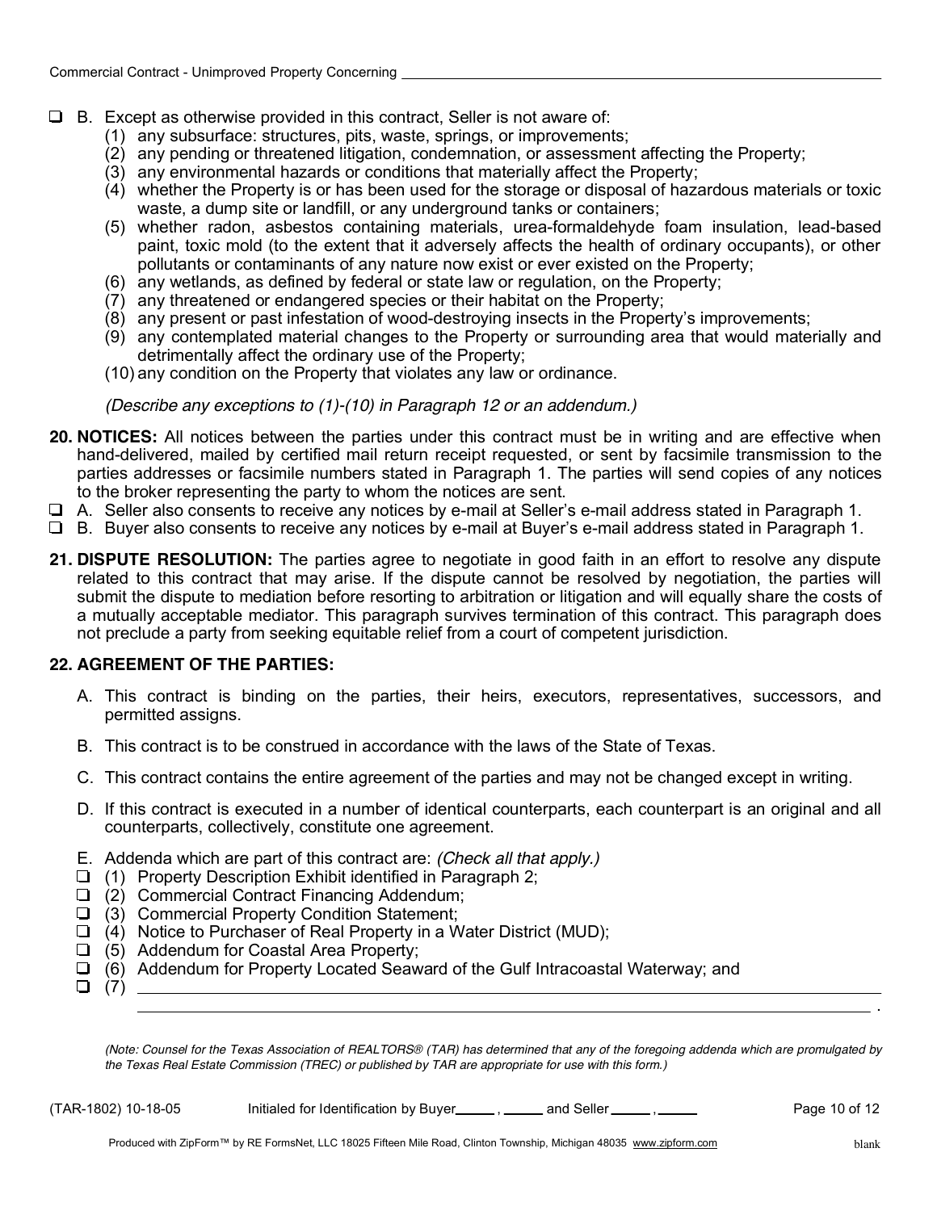- ☐ B. Except as otherwise provided in this contract, Seller is not aware of:
  - (1) any subsurface: structures, pits, waste, springs, or improvements;
  - (2) any pending or threatened litigation, condemnation, or assessment affecting the Property;
  - (3) any environmental hazards or conditions that materially affect the Property;
  - (4) whether the Property is or has been used for the storage or disposal of hazardous materials or toxic waste, a dump site or landfill, or any underground tanks or containers;
  - (5) whether radon, asbestos containing materials, urea-formaldehyde foam insulation, lead-based paint, toxic mold (to the extent that it adversely affects the health of ordinary occupants), or other pollutants or contaminants of any nature now exist or ever existed on the Property;
  - (6) any wetlands, as defined by federal or state law or regulation, on the Property;
  - (7) any threatened or endangered species or their habitat on the Property;
  - (8) any present or past infestation of wood-destroying insects in the Property's improvements;
  - (9) any contemplated material changes to the Property or surrounding area that would materially and detrimentally affect the ordinary use of the Property;
  - (10) any condition on the Property that violates any law or ordinance.

  *(Describe any exceptions to (1)-(10) in Paragraph 12 or an addendum.)*

**20. NOTICES:** All notices between the parties under this contract must be in writing and are effective when hand-delivered, mailed by certified mail return receipt requested, or sent by facsimile transmission to the parties addresses or facsimile numbers stated in Paragraph 1. The parties will send copies of any notices to the broker representing the party to whom the notices are sent.

- ☐ A. Seller also consents to receive any notices by e-mail at Seller's e-mail address stated in Paragraph 1.
- ☐ B. Buyer also consents to receive any notices by e-mail at Buyer's e-mail address stated in Paragraph 1.

**21. DISPUTE RESOLUTION:** The parties agree to negotiate in good faith in an effort to resolve any dispute related to this contract that may arise. If the dispute cannot be resolved by negotiation, the parties will submit the dispute to mediation before resorting to arbitration or litigation and will equally share the costs of a mutually acceptable mediator. This paragraph survives termination of this contract. This paragraph does not preclude a party from seeking equitable relief from a court of competent jurisdiction.

**22. AGREEMENT OF THE PARTIES:**

A. This contract is binding on the parties, their heirs, executors, representatives, successors, and permitted assigns.

B. This contract is to be construed in accordance with the laws of the State of Texas.

C. This contract contains the entire agreement of the parties and may not be changed except in writing.

D. If this contract is executed in a number of identical counterparts, each counterpart is an original and all counterparts, collectively, constitute one agreement.

E. Addenda which are part of this contract are: *(Check all that apply.)*

- ☐ (1) Property Description Exhibit identified in Paragraph 2;
- ☐ (2) Commercial Contract Financing Addendum;
- ☐ (3) Commercial Property Condition Statement;
- ☐ (4) Notice to Purchaser of Real Property in a Water District (MUD);
- ☐ (5) Addendum for Coastal Area Property;
- ☐ (6) Addendum for Property Located Seaward of the Gulf Intracoastal Waterway; and
- ☐ (7) ______________________________________________________________ .

*(Note: Counsel for the Texas Association of REALTORS® (TAR) has determined that any of the foregoing addenda which are promulgated by the Texas Real Estate Commission (TREC) or published by TAR are appropriate for use with this form.)*

(TAR-1802) 10-18-05 Initialed for Identification by Buyer_____ , _____ and Seller _____ , _____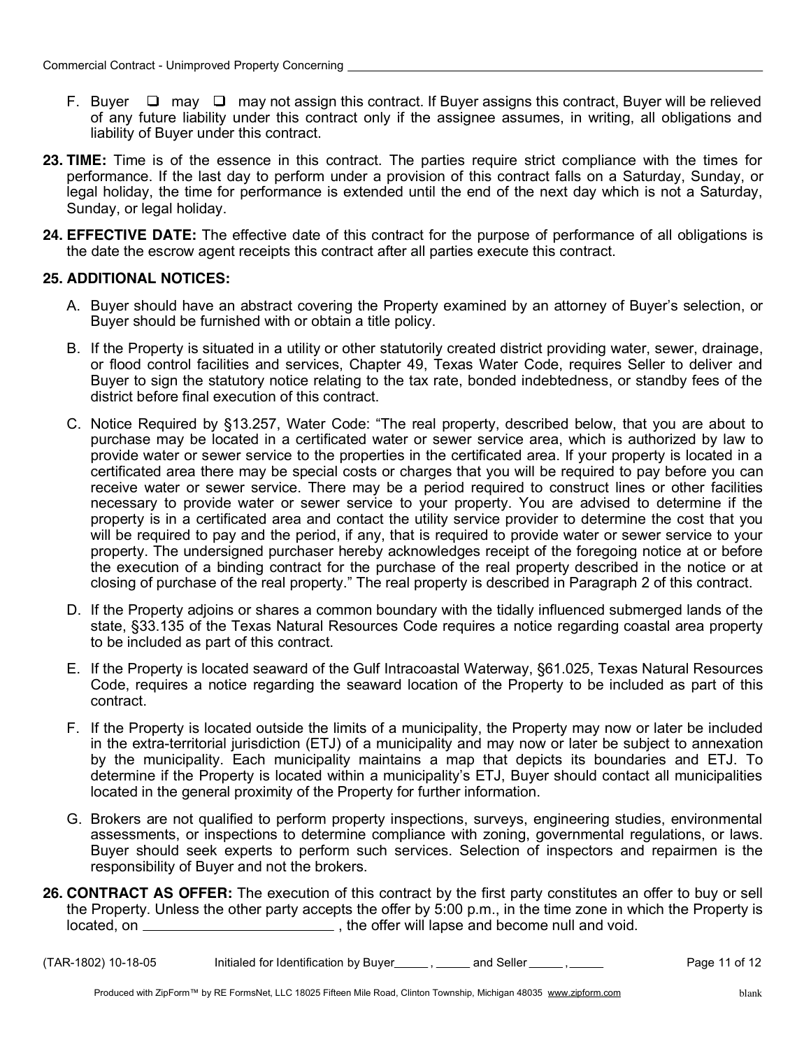F. Buyer ❑ may ❑ may not assign this contract. If Buyer assigns this contract, Buyer will be relieved of any future liability under this contract only if the assignee assumes, in writing, all obligations and liability of Buyer under this contract.

**23. TIME:** Time is of the essence in this contract. The parties require strict compliance with the times for performance. If the last day to perform under a provision of this contract falls on a Saturday, Sunday, or legal holiday, the time for performance is extended until the end of the next day which is not a Saturday, Sunday, or legal holiday.

**24. EFFECTIVE DATE:** The effective date of this contract for the purpose of performance of all obligations is the date the escrow agent receipts this contract after all parties execute this contract.

**25. ADDITIONAL NOTICES:**

A. Buyer should have an abstract covering the Property examined by an attorney of Buyer's selection, or Buyer should be furnished with or obtain a title policy.

B. If the Property is situated in a utility or other statutorily created district providing water, sewer, drainage, or flood control facilities and services, Chapter 49, Texas Water Code, requires Seller to deliver and Buyer to sign the statutory notice relating to the tax rate, bonded indebtedness, or standby fees of the district before final execution of this contract.

C. Notice Required by §13.257, Water Code: "The real property, described below, that you are about to purchase may be located in a certificated water or sewer service area, which is authorized by law to provide water or sewer service to the properties in the certificated area. If your property is located in a certificated area there may be special costs or charges that you will be required to pay before you can receive water or sewer service. There may be a period required to construct lines or other facilities necessary to provide water or sewer service to your property. You are advised to determine if the property is in a certificated area and contact the utility service provider to determine the cost that you will be required to pay and the period, if any, that is required to provide water or sewer service to your property. The undersigned purchaser hereby acknowledges receipt of the foregoing notice at or before the execution of a binding contract for the purchase of the real property described in the notice or at closing of purchase of the real property." The real property is described in Paragraph 2 of this contract.

D. If the Property adjoins or shares a common boundary with the tidally influenced submerged lands of the state, §33.135 of the Texas Natural Resources Code requires a notice regarding coastal area property to be included as part of this contract.

E. If the Property is located seaward of the Gulf Intracoastal Waterway, §61.025, Texas Natural Resources Code, requires a notice regarding the seaward location of the Property to be included as part of this contract.

F. If the Property is located outside the limits of a municipality, the Property may now or later be included in the extra-territorial jurisdiction (ETJ) of a municipality and may now or later be subject to annexation by the municipality. Each municipality maintains a map that depicts its boundaries and ETJ. To determine if the Property is located within a municipality's ETJ, Buyer should contact all municipalities located in the general proximity of the Property for further information.

G. Brokers are not qualified to perform property inspections, surveys, engineering studies, environmental assessments, or inspections to determine compliance with zoning, governmental regulations, or laws. Buyer should seek experts to perform such services. Selection of inspectors and repairmen is the responsibility of Buyer and not the brokers.

**26. CONTRACT AS OFFER:** The execution of this contract by the first party constitutes an offer to buy or sell the Property. Unless the other party accepts the offer by 5:00 p.m., in the time zone in which the Property is located, on ________________________ , the offer will lapse and become null and void.

(TAR-1802) 10-18-05 Initialed for Identification by Buyer_____ , _____ and Seller _____ , _____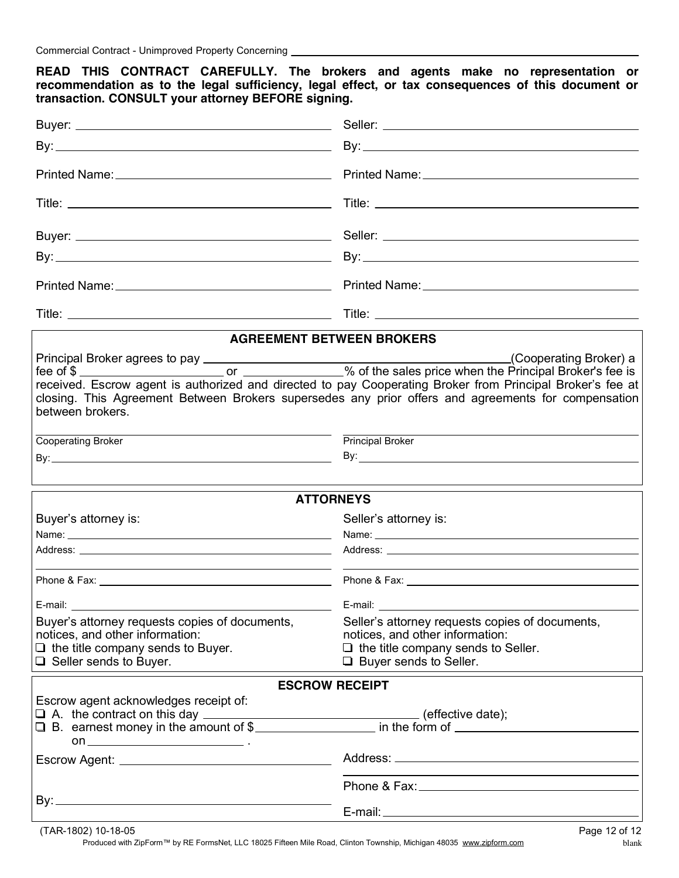Commercial Contract - Unimproved Property Concerning ______________________________

**READ THIS CONTRACT CAREFULLY. The brokers and agents make no representation or recommendation as to the legal sufficiency, legal effect, or tax consequences of this document or transaction. CONSULT your attorney BEFORE signing.**

| | |
|---|---|
| Buyer: ______________________ | Seller: ______________________ |
| By: ______________________ | By: ______________________ |
| Printed Name: ______________________ | Printed Name: ______________________ |
| Title: ______________________ | Title: ______________________ |
| Buyer: ______________________ | Seller: ______________________ |
| By: ______________________ | By: ______________________ |
| Printed Name: ______________________ | Printed Name: ______________________ |
| Title: ______________________ | Title: ______________________ |

## AGREEMENT BETWEEN BROKERS

Principal Broker agrees to pay ______________________ (Cooperating Broker) a fee of $ __________ or __________% of the sales price when the Principal Broker's fee is received. Escrow agent is authorized and directed to pay Cooperating Broker from Principal Broker's fee at closing. This Agreement Between Brokers supersedes any prior offers and agreements for compensation between brokers.

| | |
|---|---|
| ______________________ | ______________________ |
| Cooperating Broker | Principal Broker |
| By: ______________________ | By: ______________________ |

## ATTORNEYS

| | |
|---|---|
| Buyer's attorney is: | Seller's attorney is: |
| Name: ______________________ | Name: ______________________ |
| Address: ______________________ | Address: ______________________ |
| ______________________ | ______________________ |
| Phone & Fax: ______________________ | Phone & Fax: ______________________ |
| E-mail: ______________________ | E-mail: ______________________ |
| Buyer's attorney requests copies of documents, notices, and other information: | Seller's attorney requests copies of documents, notices, and other information: |
| ❑ the title company sends to Buyer. | ❑ the title company sends to Seller. |
| ❑ Seller sends to Buyer. | ❑ Buyer sends to Seller. |

## ESCROW RECEIPT

Escrow agent acknowledges receipt of:

❑ A. the contract on this day ______________________ (effective date);

❑ B. earnest money in the amount of $__________ in the form of ______________________ on ______________ .

| | |
|---|---|
| Escrow Agent: ______________________ | Address: ______________________ |
| | ______________________ |
| | Phone & Fax: ______________________ |
| By: ______________________ | E-mail: ______________________ |

(TAR-1802) 10-18-05

Produced with ZipForm™ by RE FormsNet, LLC 18025 Fifteen Mile Road, Clinton Township, Michigan 48035 www.zipform.com